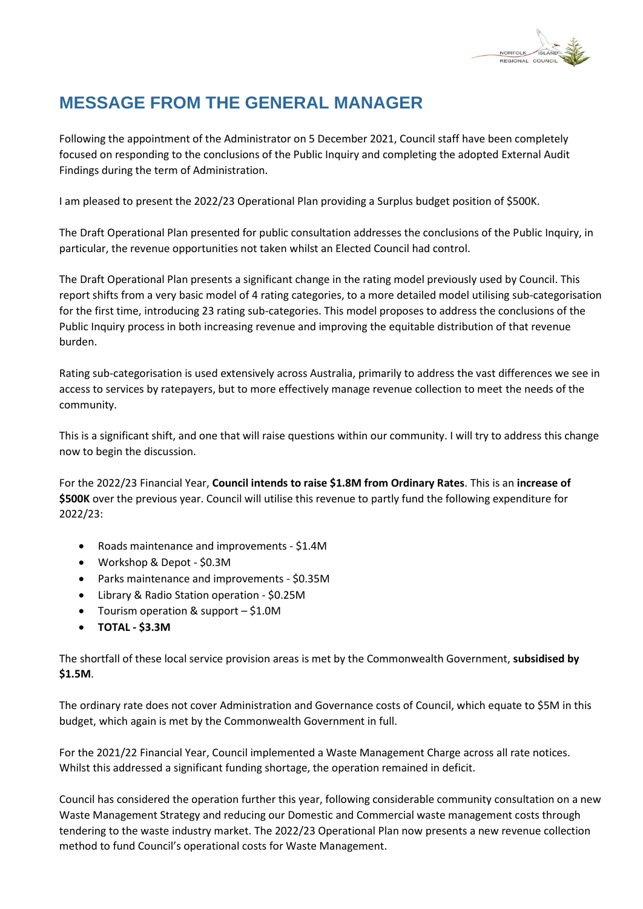# MESSAGE FROM THE GENERAL MANAGER

Following the appointment of the Administrator on 5 December 2021, Council staff have been completely focused on responding to the conclusions of the Public Inquiry and completing the adopted External Audit Findings during the term of Administration.

I am pleased to present the 2022/23 Operational Plan providing a Surplus budget position of $500K.

The Draft Operational Plan presented for public consultation addresses the conclusions of the Public Inquiry, in particular, the revenue opportunities not taken whilst an Elected Council had control.

The Draft Operational Plan presents a significant change in the rating model previously used by Council. This report shifts from a very basic model of 4 rating categories, to a more detailed model utilising sub-categorisation for the first time, introducing 23 rating sub-categories. This model proposes to address the conclusions of the Public Inquiry process in both increasing revenue and improving the equitable distribution of that revenue burden.

Rating sub-categorisation is used extensively across Australia, primarily to address the vast differences we see in access to services by ratepayers, but to more effectively manage revenue collection to meet the needs of the community.

This is a significant shift, and one that will raise questions within our community. I will try to address this change now to begin the discussion.

For the 2022/23 Financial Year, **Council intends to raise $1.8M from Ordinary Rates**. This is an **increase of $500K** over the previous year. Council will utilise this revenue to partly fund the following expenditure for 2022/23:

- Roads maintenance and improvements - $1.4M
- Workshop & Depot - $0.3M
- Parks maintenance and improvements - $0.35M
- Library & Radio Station operation - $0.25M
- Tourism operation & support – $1.0M
- **TOTAL - $3.3M**

The shortfall of these local service provision areas is met by the Commonwealth Government, **subsidised by $1.5M**.

The ordinary rate does not cover Administration and Governance costs of Council, which equate to $5M in this budget, which again is met by the Commonwealth Government in full.

For the 2021/22 Financial Year, Council implemented a Waste Management Charge across all rate notices. Whilst this addressed a significant funding shortage, the operation remained in deficit.

Council has considered the operation further this year, following considerable community consultation on a new Waste Management Strategy and reducing our Domestic and Commercial waste management costs through tendering to the waste industry market. The 2022/23 Operational Plan now presents a new revenue collection method to fund Council's operational costs for Waste Management.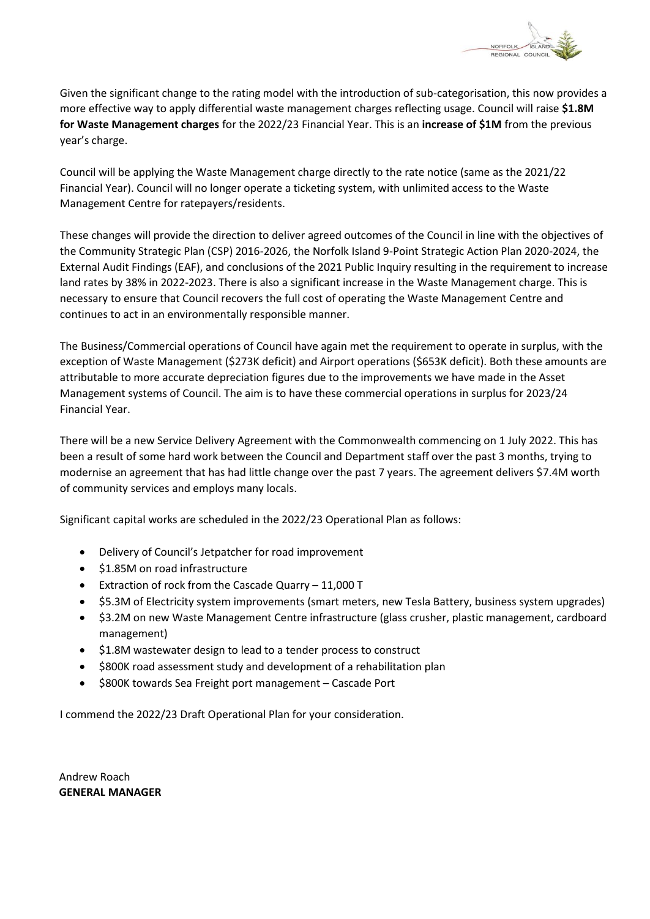Given the significant change to the rating model with the introduction of sub-categorisation, this now provides a more effective way to apply differential waste management charges reflecting usage. Council will raise **$1.8M for Waste Management charges** for the 2022/23 Financial Year. This is an **increase of $1M** from the previous year's charge.

Council will be applying the Waste Management charge directly to the rate notice (same as the 2021/22 Financial Year). Council will no longer operate a ticketing system, with unlimited access to the Waste Management Centre for ratepayers/residents.

These changes will provide the direction to deliver agreed outcomes of the Council in line with the objectives of the Community Strategic Plan (CSP) 2016-2026, the Norfolk Island 9-Point Strategic Action Plan 2020-2024, the External Audit Findings (EAF), and conclusions of the 2021 Public Inquiry resulting in the requirement to increase land rates by 38% in 2022-2023. There is also a significant increase in the Waste Management charge. This is necessary to ensure that Council recovers the full cost of operating the Waste Management Centre and continues to act in an environmentally responsible manner.

The Business/Commercial operations of Council have again met the requirement to operate in surplus, with the exception of Waste Management ($273K deficit) and Airport operations ($653K deficit). Both these amounts are attributable to more accurate depreciation figures due to the improvements we have made in the Asset Management systems of Council. The aim is to have these commercial operations in surplus for 2023/24 Financial Year.

There will be a new Service Delivery Agreement with the Commonwealth commencing on 1 July 2022. This has been a result of some hard work between the Council and Department staff over the past 3 months, trying to modernise an agreement that has had little change over the past 7 years. The agreement delivers $7.4M worth of community services and employs many locals.

Significant capital works are scheduled in the 2022/23 Operational Plan as follows:

- Delivery of Council's Jetpatcher for road improvement
- $1.85M on road infrastructure
- Extraction of rock from the Cascade Quarry – 11,000 T
- $5.3M of Electricity system improvements (smart meters, new Tesla Battery, business system upgrades)
- $3.2M on new Waste Management Centre infrastructure (glass crusher, plastic management, cardboard management)
- $1.8M wastewater design to lead to a tender process to construct
- $800K road assessment study and development of a rehabilitation plan
- $800K towards Sea Freight port management – Cascade Port

I commend the 2022/23 Draft Operational Plan for your consideration.

Andrew Roach
**GENERAL MANAGER**